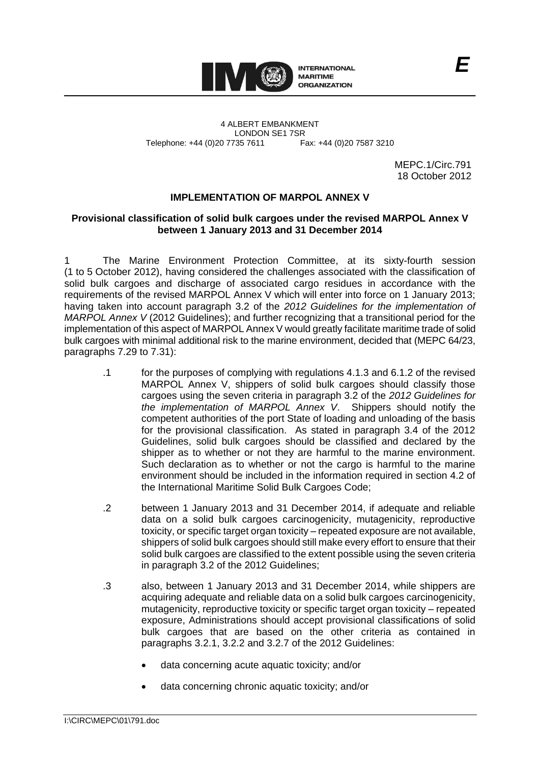E

INTERNATIONAL MARITIME ORGANIZATION

4 ALBERT EMBANKMENT
LONDON SE1 7SR
Telephone: +44 (0)20 7735 7611 Fax: +44 (0)20 7587 3210

MEPC.1/Circ.791
18 October 2012

## IMPLEMENTATION OF MARPOL ANNEX V

### Provisional classification of solid bulk cargoes under the revised MARPOL Annex V between 1 January 2013 and 31 December 2014

1 The Marine Environment Protection Committee, at its sixty-fourth session (1 to 5 October 2012), having considered the challenges associated with the classification of solid bulk cargoes and discharge of associated cargo residues in accordance with the requirements of the revised MARPOL Annex V which will enter into force on 1 January 2013; having taken into account paragraph 3.2 of the *2012 Guidelines for the implementation of MARPOL Annex V* (2012 Guidelines); and further recognizing that a transitional period for the implementation of this aspect of MARPOL Annex V would greatly facilitate maritime trade of solid bulk cargoes with minimal additional risk to the marine environment, decided that (MEPC 64/23, paragraphs 7.29 to 7.31):

.1 for the purposes of complying with regulations 4.1.3 and 6.1.2 of the revised MARPOL Annex V, shippers of solid bulk cargoes should classify those cargoes using the seven criteria in paragraph 3.2 of the *2012 Guidelines for the implementation of MARPOL Annex V*. Shippers should notify the competent authorities of the port State of loading and unloading of the basis for the provisional classification. As stated in paragraph 3.4 of the 2012 Guidelines, solid bulk cargoes should be classified and declared by the shipper as to whether or not they are harmful to the marine environment. Such declaration as to whether or not the cargo is harmful to the marine environment should be included in the information required in section 4.2 of the International Maritime Solid Bulk Cargoes Code;

.2 between 1 January 2013 and 31 December 2014, if adequate and reliable data on a solid bulk cargoes carcinogenicity, mutagenicity, reproductive toxicity, or specific target organ toxicity – repeated exposure are not available, shippers of solid bulk cargoes should still make every effort to ensure that their solid bulk cargoes are classified to the extent possible using the seven criteria in paragraph 3.2 of the 2012 Guidelines;

.3 also, between 1 January 2013 and 31 December 2014, while shippers are acquiring adequate and reliable data on a solid bulk cargoes carcinogenicity, mutagenicity, reproductive toxicity or specific target organ toxicity – repeated exposure, Administrations should accept provisional classifications of solid bulk cargoes that are based on the other criteria as contained in paragraphs 3.2.1, 3.2.2 and 3.2.7 of the 2012 Guidelines:

- data concerning acute aquatic toxicity; and/or
- data concerning chronic aquatic toxicity; and/or

I:\CIRC\MEPC\01\791.doc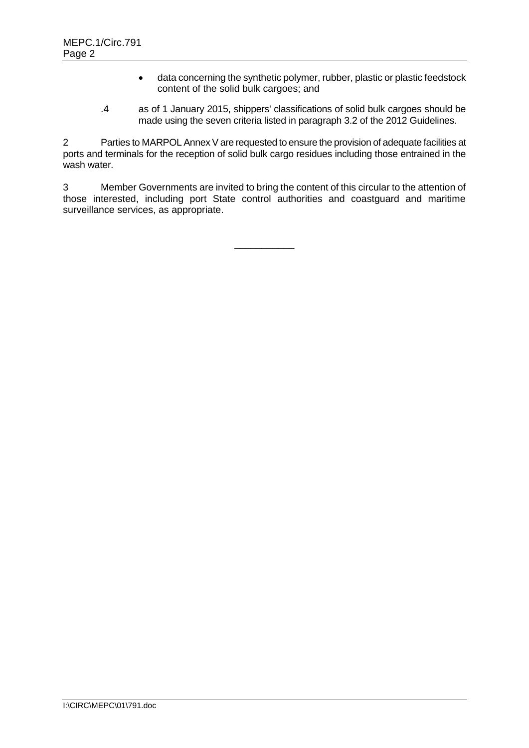- data concerning the synthetic polymer, rubber, plastic or plastic feedstock content of the solid bulk cargoes; and

.4 as of 1 January 2015, shippers' classifications of solid bulk cargoes should be made using the seven criteria listed in paragraph 3.2 of the 2012 Guidelines.

2 Parties to MARPOL Annex V are requested to ensure the provision of adequate facilities at ports and terminals for the reception of solid bulk cargo residues including those entrained in the wash water.

3 Member Governments are invited to bring the content of this circular to the attention of those interested, including port State control authorities and coastguard and maritime surveillance services, as appropriate.

___________